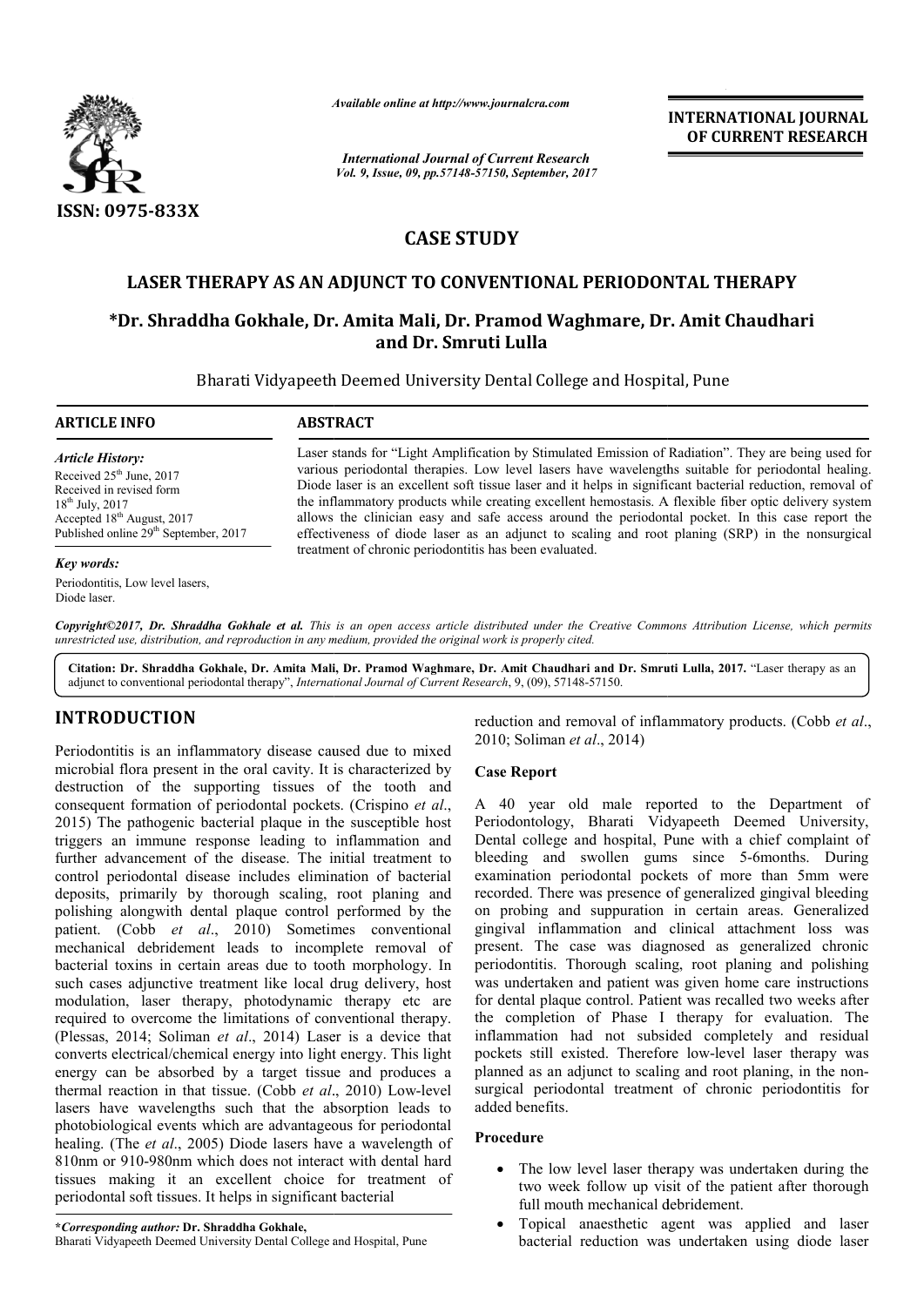ISSN: 0975-833X

*Available online at http://www.journalcra.com*

*International Journal of Current Research*
*Vol. 9, Issue, 09, pp.57148-57150, September, 2017*

**INTERNATIONAL JOURNAL OF CURRENT RESEARCH**

## CASE STUDY

# LASER THERAPY AS AN ADJUNCT TO CONVENTIONAL PERIODONTAL THERAPY

**\*Dr. Shraddha Gokhale, Dr. Amita Mali, Dr. Pramod Waghmare, Dr. Amit Chaudhari and Dr. Smruti Lulla**

Bharati Vidyapeeth Deemed University Dental College and Hospital, Pune

**ARTICLE INFO**

*Article History:*

Received 25th June, 2017
Received in revised form 18th July, 2017
Accepted 18th August, 2017
Published online 29th September, 2017

*Key words:*

Periodontitis, Low level lasers, Diode laser.

**ABSTRACT**

Laser stands for "Light Amplification by Stimulated Emission of Radiation". They are being used for various periodontal therapies. Low level lasers have wavelengths suitable for periodontal healing. Diode laser is an excellent soft tissue laser and it helps in significant bacterial reduction, removal of the inflammatory products while creating excellent hemostasis. A flexible fiber optic delivery system allows the clinician easy and safe access around the periodontal pocket. In this case report the effectiveness of diode laser as an adjunct to scaling and root planing (SRP) in the nonsurgical treatment of chronic periodontitis has been evaluated.

*Copyright©2017, Dr. Shraddha Gokhale et al. This is an open access article distributed under the Creative Commons Attribution License, which permits unrestricted use, distribution, and reproduction in any medium, provided the original work is properly cited.*

**Citation: Dr. Shraddha Gokhale, Dr. Amita Mali, Dr. Pramod Waghmare, Dr. Amit Chaudhari and Dr. Smruti Lulla, 2017.** "Laser therapy as an adjunct to conventional periodontal therapy", *International Journal of Current Research*, 9, (09), 57148-57150.

## INTRODUCTION

Periodontitis is an inflammatory disease caused due to mixed microbial flora present in the oral cavity. It is characterized by destruction of the supporting tissues of the tooth and consequent formation of periodontal pockets. (Crispino *et al*., 2015) The pathogenic bacterial plaque in the susceptible host triggers an immune response leading to inflammation and further advancement of the disease. The initial treatment to control periodontal disease includes elimination of bacterial deposits, primarily by thorough scaling, root planing and polishing alongwith dental plaque control performed by the patient. (Cobb *et al*., 2010) Sometimes conventional mechanical debridement leads to incomplete removal of bacterial toxins in certain areas due to tooth morphology. In such cases adjunctive treatment like local drug delivery, host modulation, laser therapy, photodynamic therapy etc are required to overcome the limitations of conventional therapy. (Plessas, 2014; Soliman *et al*., 2014) Laser is a device that converts electrical/chemical energy into light energy. This light energy can be absorbed by a target tissue and produces a thermal reaction in that tissue. (Cobb *et al*., 2010) Low-level lasers have wavelengths such that the absorption leads to photobiological events which are advantageous for periodontal healing. (The *et al*., 2005) Diode lasers have a wavelength of 810nm or 910-980nm which does not interact with dental hard tissues making it an excellent choice for treatment of periodontal soft tissues. It helps in significant bacterial reduction and removal of inflammatory products. (Cobb *et al*., 2010; Soliman *et al*., 2014)

### Case Report

A 40 year old male reported to the Department of Periodontology, Bharati Vidyapeeth Deemed University, Dental college and hospital, Pune with a chief complaint of bleeding and swollen gums since 5-6months. During examination periodontal pockets of more than 5mm were recorded. There was presence of generalized gingival bleeding on probing and suppuration in certain areas. Generalized gingival inflammation and clinical attachment loss was present. The case was diagnosed as generalized chronic periodontitis. Thorough scaling, root planing and polishing was undertaken and patient was given home care instructions for dental plaque control. Patient was recalled two weeks after the completion of Phase I therapy for evaluation. The inflammation had not subsided completely and residual pockets still existed. Therefore low-level laser therapy was planned as an adjunct to scaling and root planing, in the non-surgical periodontal treatment of chronic periodontitis for added benefits.

### Procedure

- The low level laser therapy was undertaken during the two week follow up visit of the patient after thorough full mouth mechanical debridement.
- Topical anaesthetic agent was applied and laser bacterial reduction was undertaken using diode laser

\*Corresponding author: **Dr. Shraddha Gokhale,**
Bharati Vidyapeeth Deemed University Dental College and Hospital, Pune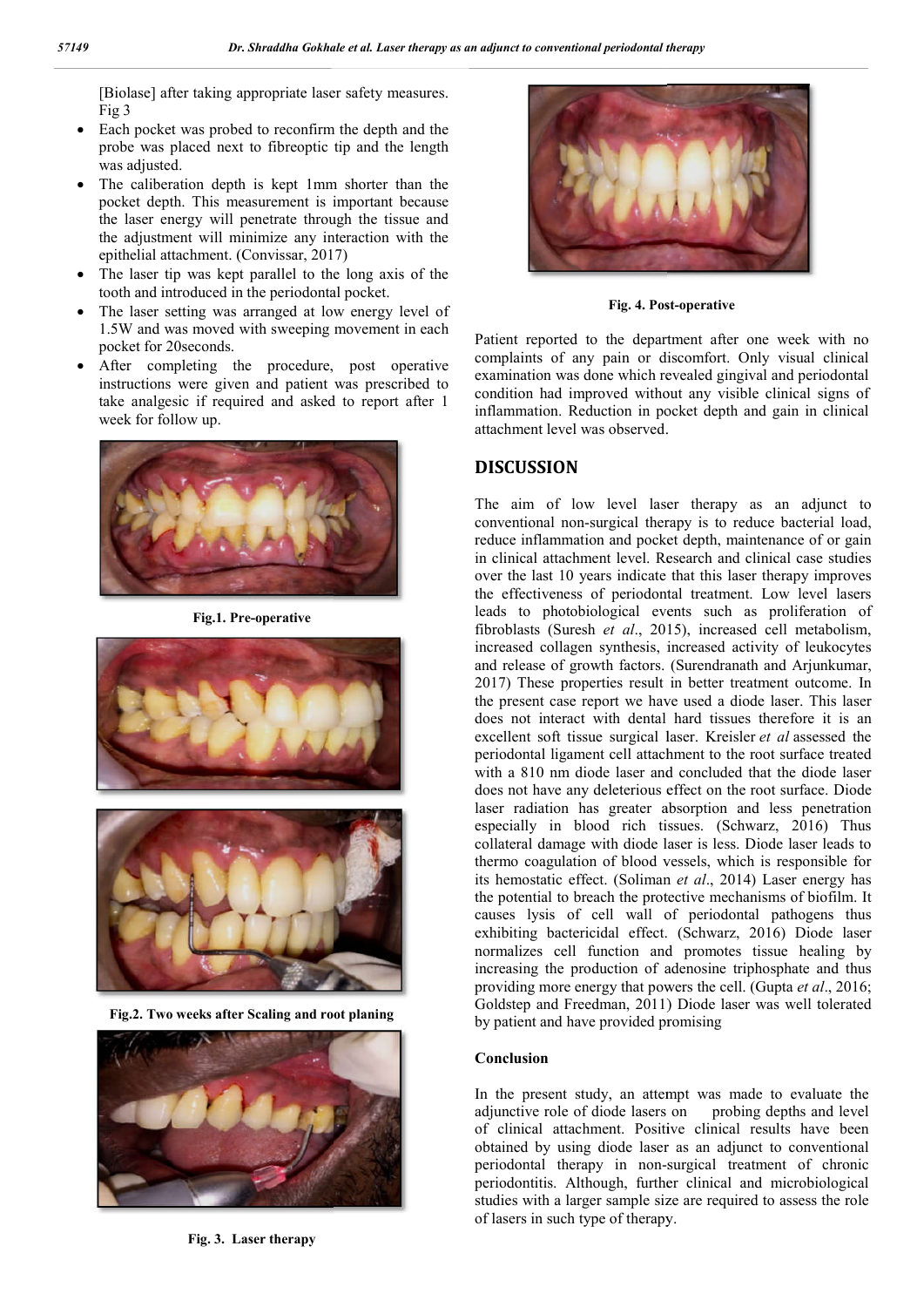[Biolase] after taking appropriate laser safety measures. Fig 3

- Each pocket was probed to reconfirm the depth and the probe was placed next to fibreoptic tip and the length was adjusted.
- The caliberation depth is kept 1mm shorter than the pocket depth. This measurement is important because the laser energy will penetrate through the tissue and the adjustment will minimize any interaction with the epithelial attachment. (Convissar, 2017)
- The laser tip was kept parallel to the long axis of the tooth and introduced in the periodontal pocket.
- The laser setting was arranged at low energy level of 1.5W and was moved with sweeping movement in each pocket for 20seconds.
- After completing the procedure, post operative instructions were given and patient was prescribed to take analgesic if required and asked to report after 1 week for follow up.

**Fig.1. Pre-operative**

**Fig.2. Two weeks after Scaling and root planing**

**Fig. 3. Laser therapy**

**Fig. 4. Post-operative**

Patient reported to the department after one week with no complaints of any pain or discomfort. Only visual clinical examination was done which revealed gingival and periodontal condition had improved without any visible clinical signs of inflammation. Reduction in pocket depth and gain in clinical attachment level was observed.

## DISCUSSION

The aim of low level laser therapy as an adjunct to conventional non-surgical therapy is to reduce bacterial load, reduce inflammation and pocket depth, maintenance of or gain in clinical attachment level. Research and clinical case studies over the last 10 years indicate that this laser therapy improves the effectiveness of periodontal treatment. Low level lasers leads to photobiological events such as proliferation of fibroblasts (Suresh *et al*., 2015), increased cell metabolism, increased collagen synthesis, increased activity of leukocytes and release of growth factors. (Surendranath and Arjunkumar, 2017) These properties result in better treatment outcome. In the present case report we have used a diode laser. This laser does not interact with dental hard tissues therefore it is an excellent soft tissue surgical laser. Kreisler *et al* assessed the periodontal ligament cell attachment to the root surface treated with a 810 nm diode laser and concluded that the diode laser does not have any deleterious effect on the root surface. Diode laser radiation has greater absorption and less penetration especially in blood rich tissues. (Schwarz, 2016) Thus collateral damage with diode laser is less. Diode laser leads to thermo coagulation of blood vessels, which is responsible for its hemostatic effect. (Soliman *et al*., 2014) Laser energy has the potential to breach the protective mechanisms of biofilm. It causes lysis of cell wall of periodontal pathogens thus exhibiting bactericidal effect. (Schwarz, 2016) Diode laser normalizes cell function and promotes tissue healing by increasing the production of adenosine triphosphate and thus providing more energy that powers the cell. (Gupta *et al*., 2016; Goldstep and Freedman, 2011) Diode laser was well tolerated by patient and have provided promising

### Conclusion

In the present study, an attempt was made to evaluate the adjunctive role of diode lasers on probing depths and level of clinical attachment. Positive clinical results have been obtained by using diode laser as an adjunct to conventional periodontal therapy in non-surgical treatment of chronic periodontitis. Although, further clinical and microbiological studies with a larger sample size are required to assess the role of lasers in such type of therapy.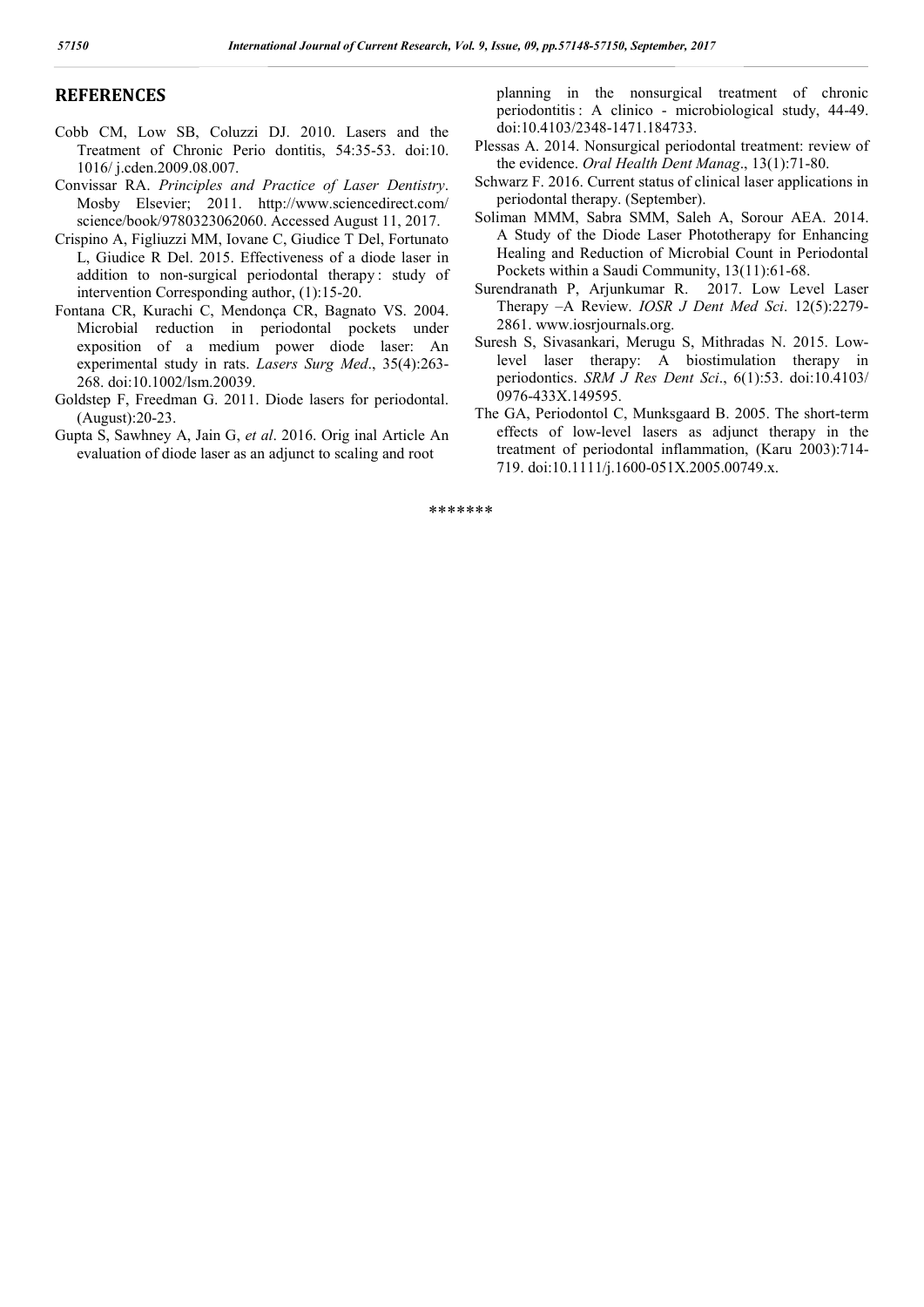## REFERENCES

Cobb CM, Low SB, Coluzzi DJ. 2010. Lasers and the Treatment of Chronic Perio dontitis, 54:35-53. doi:10. 1016/ j.cden.2009.08.007.

Convissar RA. *Principles and Practice of Laser Dentistry*. Mosby Elsevier; 2011. http://www.sciencedirect.com/ science/book/9780323062060. Accessed August 11, 2017.

Crispino A, Figliuzzi MM, Iovane C, Giudice T Del, Fortunato L, Giudice R Del. 2015. Effectiveness of a diode laser in addition to non-surgical periodontal therapy : study of intervention Corresponding author, (1):15-20.

Fontana CR, Kurachi C, Mendonça CR, Bagnato VS. 2004. Microbial reduction in periodontal pockets under exposition of a medium power diode laser: An experimental study in rats. *Lasers Surg Med*., 35(4):263-268. doi:10.1002/lsm.20039.

Goldstep F, Freedman G. 2011. Diode lasers for periodontal. (August):20-23.

Gupta S, Sawhney A, Jain G, *et al*. 2016. Orig inal Article An evaluation of diode laser as an adjunct to scaling and root planning in the nonsurgical treatment of chronic periodontitis : A clinico - microbiological study, 44-49. doi:10.4103/2348-1471.184733.

Plessas A. 2014. Nonsurgical periodontal treatment: review of the evidence. *Oral Health Dent Manag*., 13(1):71-80.

Schwarz F. 2016. Current status of clinical laser applications in periodontal therapy. (September).

Soliman MMM, Sabra SMM, Saleh A, Sorour AEA. 2014. A Study of the Diode Laser Phototherapy for Enhancing Healing and Reduction of Microbial Count in Periodontal Pockets within a Saudi Community, 13(11):61-68.

Surendranath P, Arjunkumar R. 2017. Low Level Laser Therapy –A Review. *IOSR J Dent Med Sci*. 12(5):2279-2861. www.iosrjournals.org.

Suresh S, Sivasankari, Merugu S, Mithradas N. 2015. Low-level laser therapy: A biostimulation therapy in periodontics. *SRM J Res Dent Sci*., 6(1):53. doi:10.4103/ 0976-433X.149595.

The GA, Periodontol C, Munksgaard B. 2005. The short-term effects of low-level lasers as adjunct therapy in the treatment of periodontal inflammation, (Karu 2003):714-719. doi:10.1111/j.1600-051X.2005.00749.x.

*******